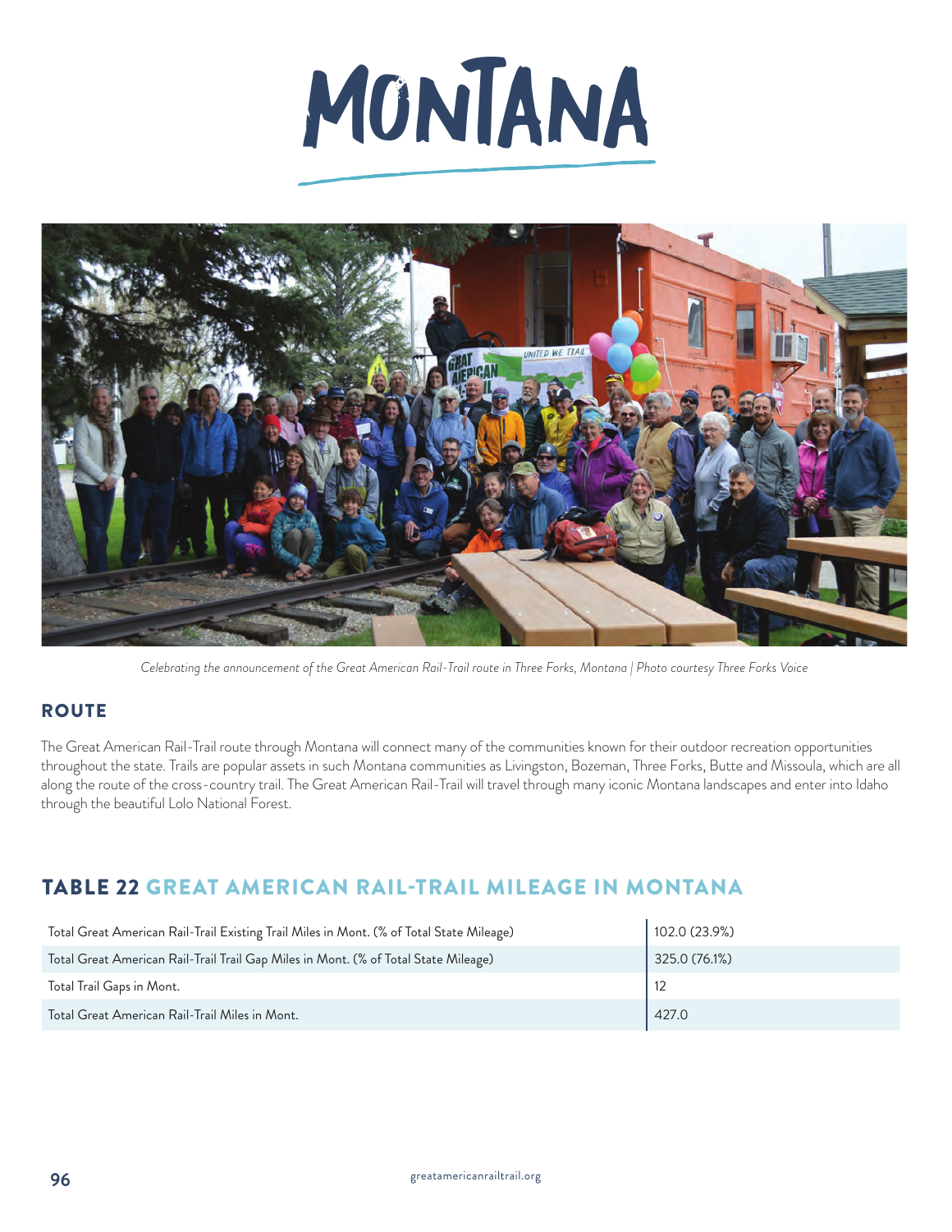# MONTANA

*Celebrating the announcement of the Great American Rail-Trail route in Three Forks, Montana | Photo courtesy Three Forks Voice*

## ROUTE

The Great American Rail-Trail route through Montana will connect many of the communities known for their outdoor recreation opportunities throughout the state. Trails are popular assets in such Montana communities as Livingston, Bozeman, Three Forks, Butte and Missoula, which are all along the route of the cross-country trail. The Great American Rail-Trail will travel through many iconic Montana landscapes and enter into Idaho through the beautiful Lolo National Forest.

## TABLE 22 GREAT AMERICAN RAIL-TRAIL MILEAGE IN MONTANA

| | |
|---|---|
| Total Great American Rail-Trail Existing Trail Miles in Mont. (% of Total State Mileage) | 102.0 (23.9%) |
| Total Great American Rail-Trail Trail Gap Miles in Mont. (% of Total State Mileage) | 325.0 (76.1%) |
| Total Trail Gaps in Mont. | 12 |
| Total Great American Rail-Trail Miles in Mont. | 427.0 |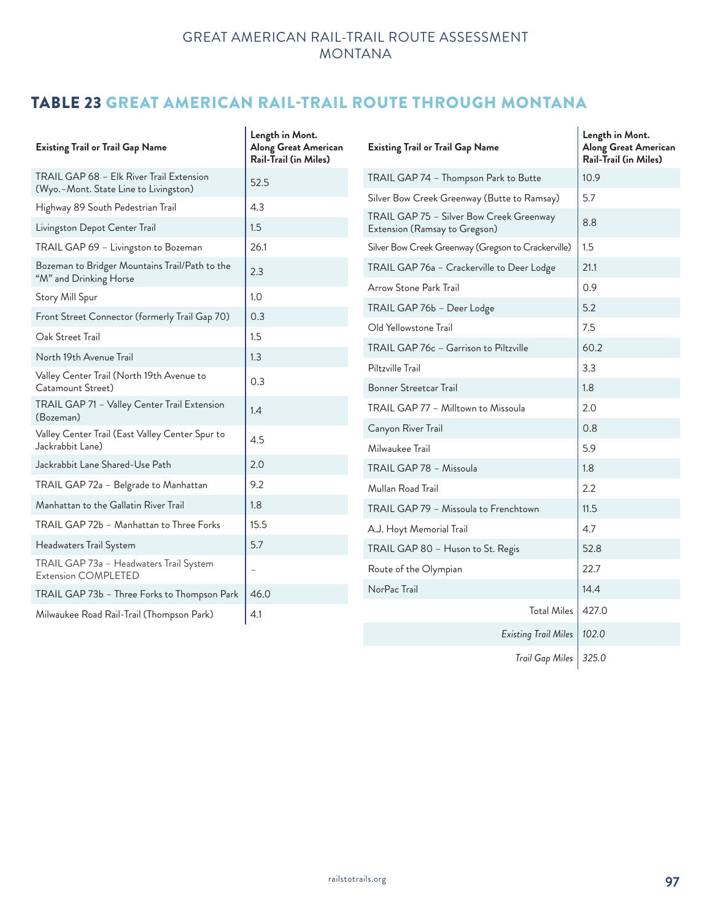## TABLE 23 GREAT AMERICAN RAIL-TRAIL ROUTE THROUGH MONTANA

| Existing Trail or Trail Gap Name | Length in Mont. Along Great American Rail-Trail (in Miles) |
|---|---|
| TRAIL GAP 68 – Elk River Trail Extension (Wyo.–Mont. State Line to Livingston) | 52.5 |
| Highway 89 South Pedestrian Trail | 4.3 |
| Livingston Depot Center Trail | 1.5 |
| TRAIL GAP 69 – Livingston to Bozeman | 26.1 |
| Bozeman to Bridger Mountains Trail/Path to the "M" and Drinking Horse | 2.3 |
| Story Mill Spur | 1.0 |
| Front Street Connector (formerly Trail Gap 70) | 0.3 |
| Oak Street Trail | 1.5 |
| North 19th Avenue Trail | 1.3 |
| Valley Center Trail (North 19th Avenue to Catamount Street) | 0.3 |
| TRAIL GAP 71 – Valley Center Trail Extension (Bozeman) | 1.4 |
| Valley Center Trail (East Valley Center Spur to Jackrabbit Lane) | 4.5 |
| Jackrabbit Lane Shared-Use Path | 2.0 |
| TRAIL GAP 72a – Belgrade to Manhattan | 9.2 |
| Manhattan to the Gallatin River Trail | 1.8 |
| TRAIL GAP 72b – Manhattan to Three Forks | 15.5 |
| Headwaters Trail System | 5.7 |
| TRAIL GAP 73a – Headwaters Trail System Extension COMPLETED | – |
| TRAIL GAP 73b – Three Forks to Thompson Park | 46.0 |
| Milwaukee Road Rail-Trail (Thompson Park) | 4.1 |
| TRAIL GAP 74 – Thompson Park to Butte | 10.9 |
| Silver Bow Creek Greenway (Butte to Ramsay) | 5.7 |
| TRAIL GAP 75 – Silver Bow Creek Greenway Extension (Ramsay to Gregson) | 8.8 |
| Silver Bow Creek Greenway (Gregson to Crackerville) | 1.5 |
| TRAIL GAP 76a – Crackerville to Deer Lodge | 21.1 |
| Arrow Stone Park Trail | 0.9 |
| TRAIL GAP 76b – Deer Lodge | 5.2 |
| Old Yellowstone Trail | 7.5 |
| TRAIL GAP 76c – Garrison to Piltzville | 60.2 |
| Piltzville Trail | 3.3 |
| Bonner Streetcar Trail | 1.8 |
| TRAIL GAP 77 – Milltown to Missoula | 2.0 |
| Canyon River Trail | 0.8 |
| Milwaukee Trail | 5.9 |
| TRAIL GAP 78 – Missoula | 1.8 |
| Mullan Road Trail | 2.2 |
| TRAIL GAP 79 – Missoula to Frenchtown | 11.5 |
| A.J. Hoyt Memorial Trail | 4.7 |
| TRAIL GAP 80 – Huson to St. Regis | 52.8 |
| Route of the Olympian | 22.7 |
| NorPac Trail | 14.4 |
| Total Miles | 427.0 |
| *Existing Trail Miles* | *102.0* |
| *Trail Gap Miles* | *325.0* |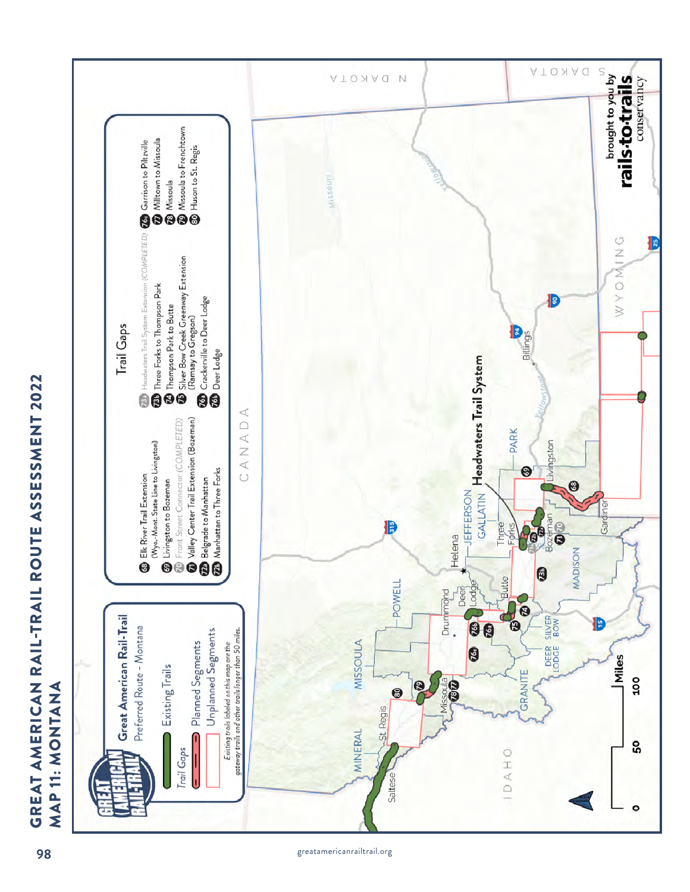# GREAT AMERICAN RAIL-TRAIL ROUTE ASSESSMENT 2022

## MAP 11: MONTANA

**Great American Rail-Trail**
Preferred Route - Montana

- Existing Trails
- Trail Gaps
  - Planned Segments
  - Unplanned Segments

*Existing trails labeled on this map are the gateway trails and other trails longer than 50 miles.*

### Trail Gaps

- 68 Elk River Trail Extension (Wyo.-Mont. State Line to Livingston)
- 69 Livingston to Bozeman
- 70 Front Street Connector (COMPLETED)
- 71 Valley Center Trail Extension (Bozeman)
- 72a Belgrade to Manhattan
- 72b Manhattan to Three Forks
- 73a Headwaters Trail System Extension (COMPLETED)
- 73b Three Forks to Thompson Park
- 74 Thompson Park to Butte
- 75 Silver Bow Creek Greenway Extension (Ramsay to Gregson)
- 76a Crackerville to Deer Lodge
- 76b Deer Lodge
- 76c Garrison to Piltzville
- 77 Milltown to Missoula
- 78 Missoula
- 79 Missoula to Frenchtown
- 80 Huson to St. Regis

Headwaters Trail System

Miles: 0 50 100

brought to you by rails-to-trails conservancy

greatamericanrailtrail.org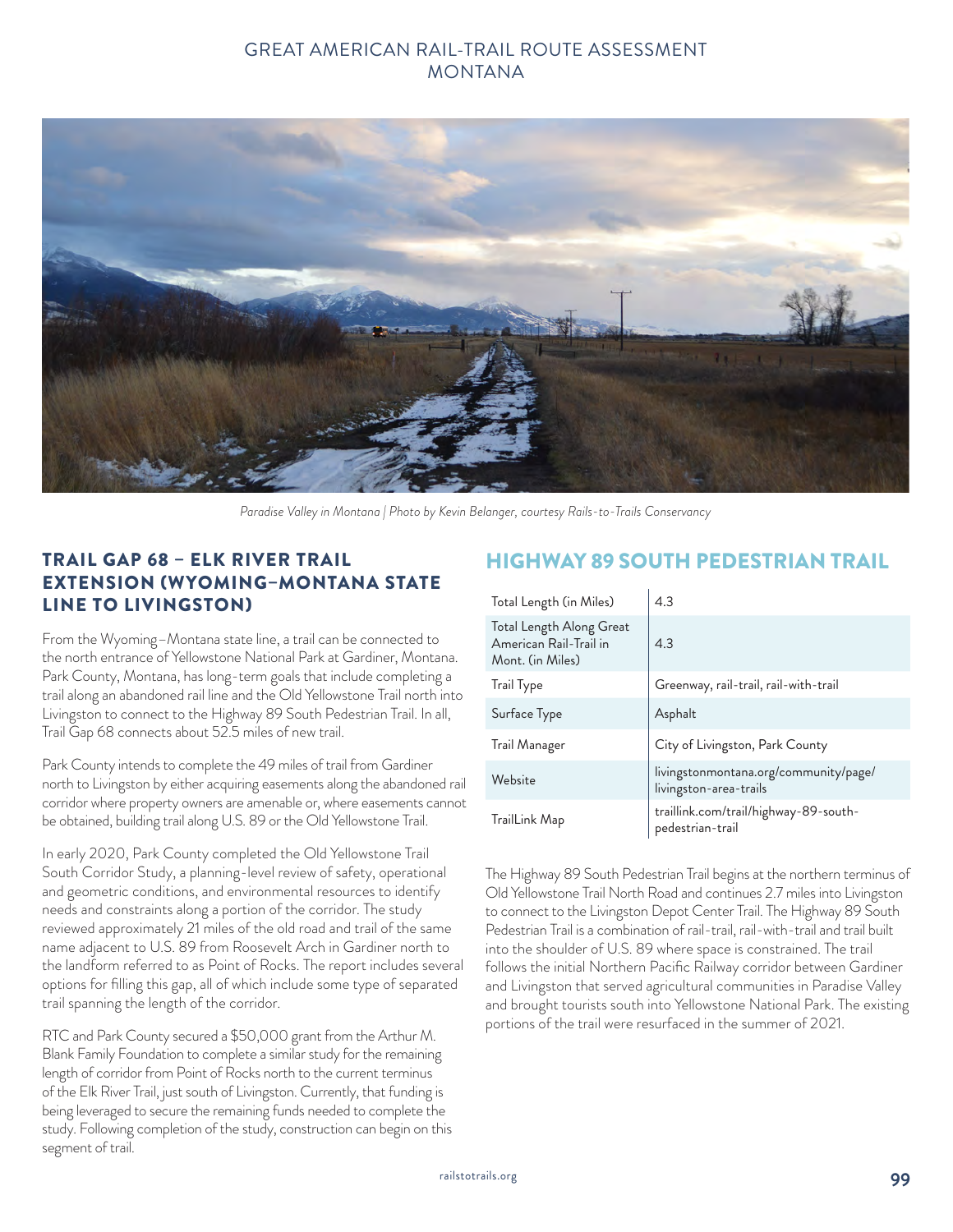*Paradise Valley in Montana | Photo by Kevin Belanger, courtesy Rails-to-Trails Conservancy*

## TRAIL GAP 68 – ELK RIVER TRAIL EXTENSION (WYOMING–MONTANA STATE LINE TO LIVINGSTON)

From the Wyoming–Montana state line, a trail can be connected to the north entrance of Yellowstone National Park at Gardiner, Montana. Park County, Montana, has long-term goals that include completing a trail along an abandoned rail line and the Old Yellowstone Trail north into Livingston to connect to the Highway 89 South Pedestrian Trail. In all, Trail Gap 68 connects about 52.5 miles of new trail.

Park County intends to complete the 49 miles of trail from Gardiner north to Livingston by either acquiring easements along the abandoned rail corridor where property owners are amenable or, where easements cannot be obtained, building trail along U.S. 89 or the Old Yellowstone Trail.

In early 2020, Park County completed the Old Yellowstone Trail South Corridor Study, a planning-level review of safety, operational and geometric conditions, and environmental resources to identify needs and constraints along a portion of the corridor. The study reviewed approximately 21 miles of the old road and trail of the same name adjacent to U.S. 89 from Roosevelt Arch in Gardiner north to the landform referred to as Point of Rocks. The report includes several options for filling this gap, all of which include some type of separated trail spanning the length of the corridor.

RTC and Park County secured a $50,000 grant from the Arthur M. Blank Family Foundation to complete a similar study for the remaining length of corridor from Point of Rocks north to the current terminus of the Elk River Trail, just south of Livingston. Currently, that funding is being leveraged to secure the remaining funds needed to complete the study. Following completion of the study, construction can begin on this segment of trail.

## HIGHWAY 89 SOUTH PEDESTRIAN TRAIL

| | |
|---|---|
| Total Length (in Miles) | 4.3 |
| Total Length Along Great American Rail-Trail in Mont. (in Miles) | 4.3 |
| Trail Type | Greenway, rail-trail, rail-with-trail |
| Surface Type | Asphalt |
| Trail Manager | City of Livingston, Park County |
| Website | livingstonmontana.org/community/page/livingston-area-trails |
| TrailLink Map | traillink.com/trail/highway-89-south-pedestrian-trail |

The Highway 89 South Pedestrian Trail begins at the northern terminus of Old Yellowstone Trail North Road and continues 2.7 miles into Livingston to connect to the Livingston Depot Center Trail. The Highway 89 South Pedestrian Trail is a combination of rail-trail, rail-with-trail and trail built into the shoulder of U.S. 89 where space is constrained. The trail follows the initial Northern Pacific Railway corridor between Gardiner and Livingston that served agricultural communities in Paradise Valley and brought tourists south into Yellowstone National Park. The existing portions of the trail were resurfaced in the summer of 2021.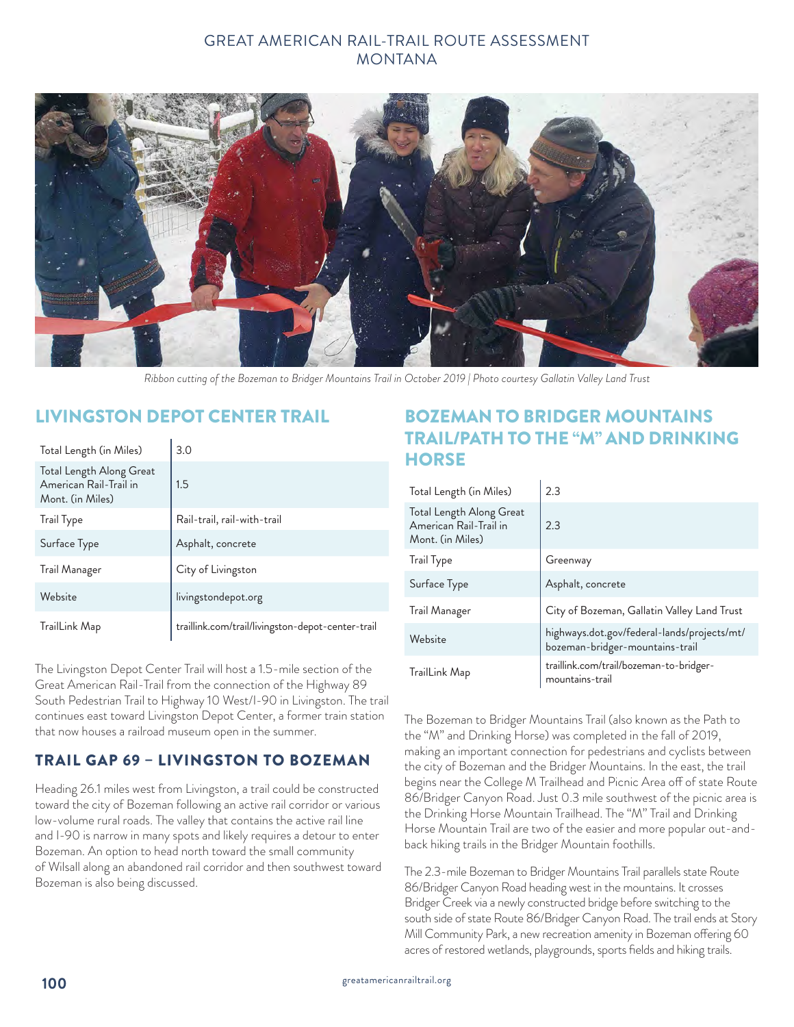*Ribbon cutting of the Bozeman to Bridger Mountains Trail in October 2019 | Photo courtesy Gallatin Valley Land Trust*

## LIVINGSTON DEPOT CENTER TRAIL

| | |
|---|---|
| Total Length (in Miles) | 3.0 |
| Total Length Along Great American Rail-Trail in Mont. (in Miles) | 1.5 |
| Trail Type | Rail-trail, rail-with-trail |
| Surface Type | Asphalt, concrete |
| Trail Manager | City of Livingston |
| Website | livingstondepot.org |
| TrailLink Map | traillink.com/trail/livingston-depot-center-trail |

The Livingston Depot Center Trail will host a 1.5-mile section of the Great American Rail-Trail from the connection of the Highway 89 South Pedestrian Trail to Highway 10 West/I-90 in Livingston. The trail continues east toward Livingston Depot Center, a former train station that now houses a railroad museum open in the summer.

### TRAIL GAP 69 – LIVINGSTON TO BOZEMAN

Heading 26.1 miles west from Livingston, a trail could be constructed toward the city of Bozeman following an active rail corridor or various low-volume rural roads. The valley that contains the active rail line and I-90 is narrow in many spots and likely requires a detour to enter Bozeman. An option to head north toward the small community of Wilsall along an abandoned rail corridor and then southwest toward Bozeman is also being discussed.

## BOZEMAN TO BRIDGER MOUNTAINS TRAIL/PATH TO THE "M" AND DRINKING HORSE

| | |
|---|---|
| Total Length (in Miles) | 2.3 |
| Total Length Along Great American Rail-Trail in Mont. (in Miles) | 2.3 |
| Trail Type | Greenway |
| Surface Type | Asphalt, concrete |
| Trail Manager | City of Bozeman, Gallatin Valley Land Trust |
| Website | highways.dot.gov/federal-lands/projects/mt/bozeman-bridger-mountains-trail |
| TrailLink Map | traillink.com/trail/bozeman-to-bridger-mountains-trail |

The Bozeman to Bridger Mountains Trail (also known as the Path to the "M" and Drinking Horse) was completed in the fall of 2019, making an important connection for pedestrians and cyclists between the city of Bozeman and the Bridger Mountains. In the east, the trail begins near the College M Trailhead and Picnic Area off of state Route 86/Bridger Canyon Road. Just 0.3 mile southwest of the picnic area is the Drinking Horse Mountain Trailhead. The "M" Trail and Drinking Horse Mountain Trail are two of the easier and more popular out-and-back hiking trails in the Bridger Mountain foothills.

The 2.3-mile Bozeman to Bridger Mountains Trail parallels state Route 86/Bridger Canyon Road heading west in the mountains. It crosses Bridger Creek via a newly constructed bridge before switching to the south side of state Route 86/Bridger Canyon Road. The trail ends at Story Mill Community Park, a new recreation amenity in Bozeman offering 60 acres of restored wetlands, playgrounds, sports fields and hiking trails.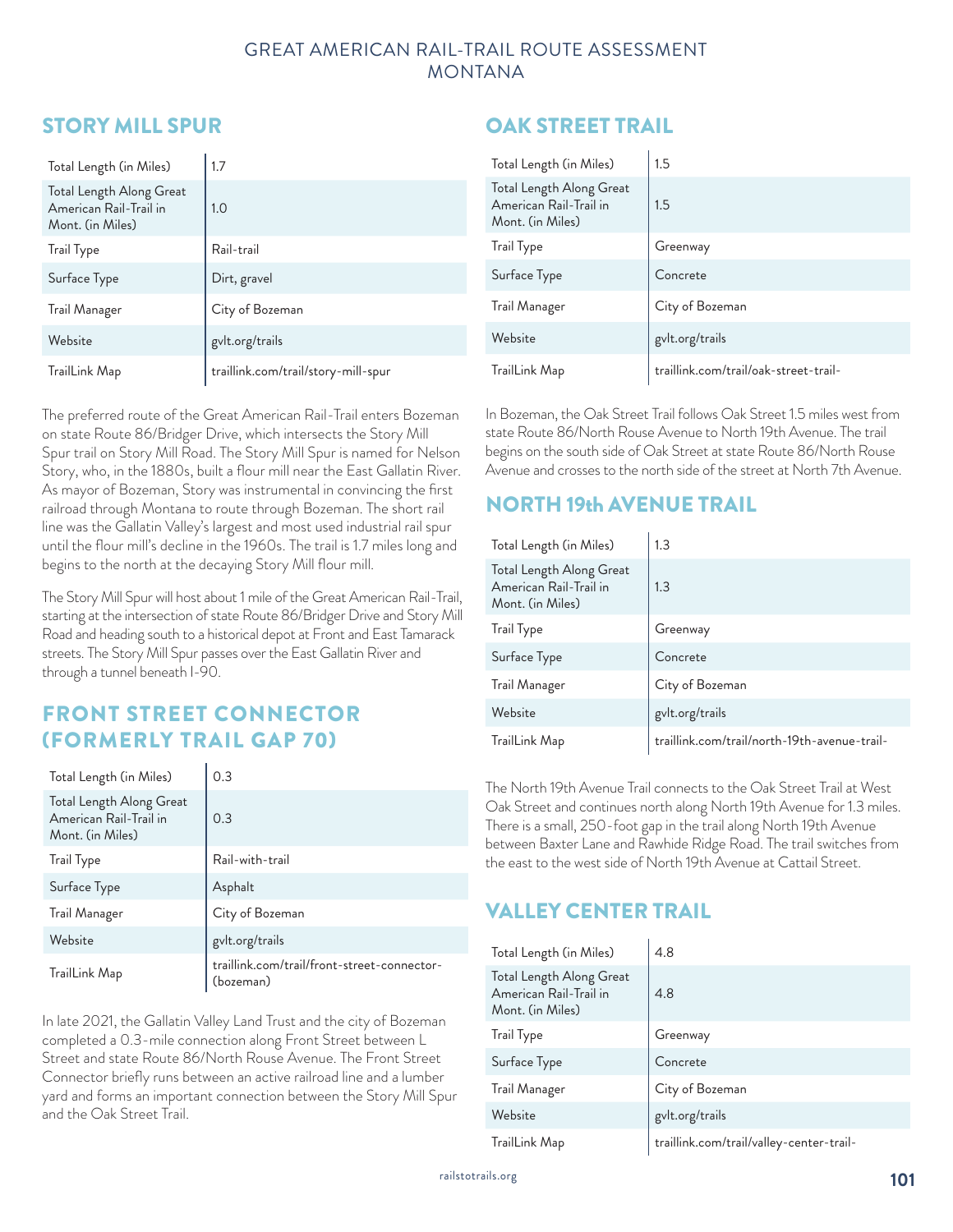## STORY MILL SPUR

| Total Length (in Miles) | 1.7 |
|---|---|
| Total Length Along Great American Rail-Trail in Mont. (in Miles) | 1.0 |
| Trail Type | Rail-trail |
| Surface Type | Dirt, gravel |
| Trail Manager | City of Bozeman |
| Website | gvlt.org/trails |
| TrailLink Map | traillink.com/trail/story-mill-spur |

The preferred route of the Great American Rail-Trail enters Bozeman on state Route 86/Bridger Drive, which intersects the Story Mill Spur trail on Story Mill Road. The Story Mill Spur is named for Nelson Story, who, in the 1880s, built a flour mill near the East Gallatin River. As mayor of Bozeman, Story was instrumental in convincing the first railroad through Montana to route through Bozeman. The short rail line was the Gallatin Valley's largest and most used industrial rail spur until the flour mill's decline in the 1960s. The trail is 1.7 miles long and begins to the north at the decaying Story Mill flour mill.

The Story Mill Spur will host about 1 mile of the Great American Rail-Trail, starting at the intersection of state Route 86/Bridger Drive and Story Mill Road and heading south to a historical depot at Front and East Tamarack streets. The Story Mill Spur passes over the East Gallatin River and through a tunnel beneath I-90.

## FRONT STREET CONNECTOR (FORMERLY TRAIL GAP 70)

| Total Length (in Miles) | 0.3 |
|---|---|
| Total Length Along Great American Rail-Trail in Mont. (in Miles) | 0.3 |
| Trail Type | Rail-with-trail |
| Surface Type | Asphalt |
| Trail Manager | City of Bozeman |
| Website | gvlt.org/trails |
| TrailLink Map | traillink.com/trail/front-street-connector-(bozeman) |

In late 2021, the Gallatin Valley Land Trust and the city of Bozeman completed a 0.3-mile connection along Front Street between L Street and state Route 86/North Rouse Avenue. The Front Street Connector briefly runs between an active railroad line and a lumber yard and forms an important connection between the Story Mill Spur and the Oak Street Trail.

## OAK STREET TRAIL

| Total Length (in Miles) | 1.5 |
|---|---|
| Total Length Along Great American Rail-Trail in Mont. (in Miles) | 1.5 |
| Trail Type | Greenway |
| Surface Type | Concrete |
| Trail Manager | City of Bozeman |
| Website | gvlt.org/trails |
| TrailLink Map | traillink.com/trail/oak-street-trail- |

In Bozeman, the Oak Street Trail follows Oak Street 1.5 miles west from state Route 86/North Rouse Avenue to North 19th Avenue. The trail begins on the south side of Oak Street at state Route 86/North Rouse Avenue and crosses to the north side of the street at North 7th Avenue.

## NORTH 19th AVENUE TRAIL

| Total Length (in Miles) | 1.3 |
|---|---|
| Total Length Along Great American Rail-Trail in Mont. (in Miles) | 1.3 |
| Trail Type | Greenway |
| Surface Type | Concrete |
| Trail Manager | City of Bozeman |
| Website | gvlt.org/trails |
| TrailLink Map | traillink.com/trail/north-19th-avenue-trail- |

The North 19th Avenue Trail connects to the Oak Street Trail at West Oak Street and continues north along North 19th Avenue for 1.3 miles. There is a small, 250-foot gap in the trail along North 19th Avenue between Baxter Lane and Rawhide Ridge Road. The trail switches from the east to the west side of North 19th Avenue at Cattail Street.

## VALLEY CENTER TRAIL

| Total Length (in Miles) | 4.8 |
|---|---|
| Total Length Along Great American Rail-Trail in Mont. (in Miles) | 4.8 |
| Trail Type | Greenway |
| Surface Type | Concrete |
| Trail Manager | City of Bozeman |
| Website | gvlt.org/trails |
| TrailLink Map | traillink.com/trail/valley-center-trail- |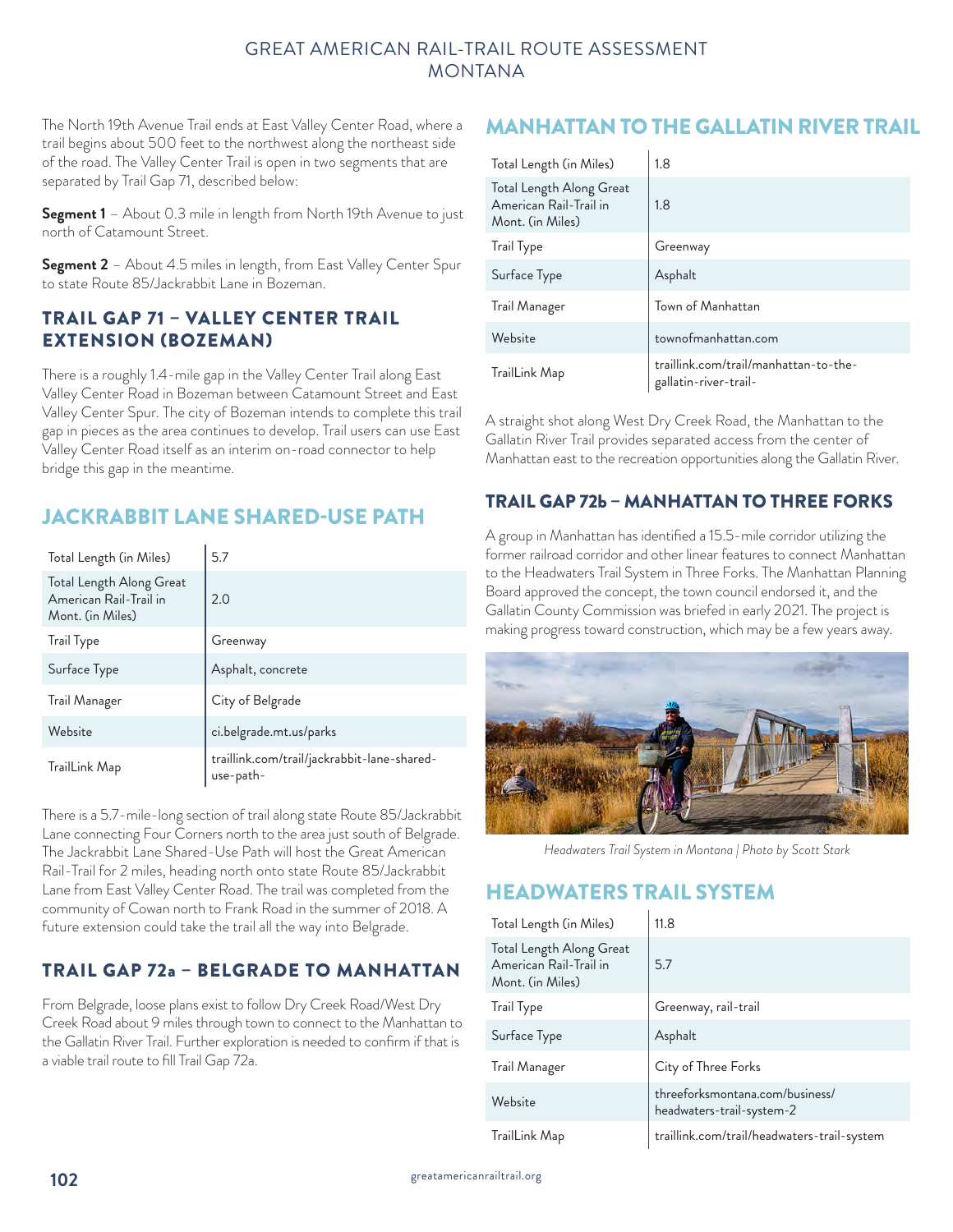The North 19th Avenue Trail ends at East Valley Center Road, where a trail begins about 500 feet to the northwest along the northeast side of the road. The Valley Center Trail is open in two segments that are separated by Trail Gap 71, described below:

**Segment 1** – About 0.3 mile in length from North 19th Avenue to just north of Catamount Street.

**Segment 2** – About 4.5 miles in length, from East Valley Center Spur to state Route 85/Jackrabbit Lane in Bozeman.

### TRAIL GAP 71 – VALLEY CENTER TRAIL EXTENSION (BOZEMAN)

There is a roughly 1.4-mile gap in the Valley Center Trail along East Valley Center Road in Bozeman between Catamount Street and East Valley Center Spur. The city of Bozeman intends to complete this trail gap in pieces as the area continues to develop. Trail users can use East Valley Center Road itself as an interim on-road connector to help bridge this gap in the meantime.

## JACKRABBIT LANE SHARED-USE PATH

| | |
|---|---|
| Total Length (in Miles) | 5.7 |
| Total Length Along Great American Rail-Trail in Mont. (in Miles) | 2.0 |
| Trail Type | Greenway |
| Surface Type | Asphalt, concrete |
| Trail Manager | City of Belgrade |
| Website | ci.belgrade.mt.us/parks |
| TrailLink Map | traillink.com/trail/jackrabbit-lane-shared-use-path- |

There is a 5.7-mile-long section of trail along state Route 85/Jackrabbit Lane connecting Four Corners north to the area just south of Belgrade. The Jackrabbit Lane Shared-Use Path will host the Great American Rail-Trail for 2 miles, heading north onto state Route 85/Jackrabbit Lane from East Valley Center Road. The trail was completed from the community of Cowan north to Frank Road in the summer of 2018. A future extension could take the trail all the way into Belgrade.

### TRAIL GAP 72a – BELGRADE TO MANHATTAN

From Belgrade, loose plans exist to follow Dry Creek Road/West Dry Creek Road about 9 miles through town to connect to the Manhattan to the Gallatin River Trail. Further exploration is needed to confirm if that is a viable trail route to fill Trail Gap 72a.

## MANHATTAN TO THE GALLATIN RIVER TRAIL

| | |
|---|---|
| Total Length (in Miles) | 1.8 |
| Total Length Along Great American Rail-Trail in Mont. (in Miles) | 1.8 |
| Trail Type | Greenway |
| Surface Type | Asphalt |
| Trail Manager | Town of Manhattan |
| Website | townofmanhattan.com |
| TrailLink Map | traillink.com/trail/manhattan-to-the-gallatin-river-trail- |

A straight shot along West Dry Creek Road, the Manhattan to the Gallatin River Trail provides separated access from the center of Manhattan east to the recreation opportunities along the Gallatin River.

### TRAIL GAP 72b – MANHATTAN TO THREE FORKS

A group in Manhattan has identified a 15.5-mile corridor utilizing the former railroad corridor and other linear features to connect Manhattan to the Headwaters Trail System in Three Forks. The Manhattan Planning Board approved the concept, the town council endorsed it, and the Gallatin County Commission was briefed in early 2021. The project is making progress toward construction, which may be a few years away.

*Headwaters Trail System in Montana | Photo by Scott Stark*

## HEADWATERS TRAIL SYSTEM

| | |
|---|---|
| Total Length (in Miles) | 11.8 |
| Total Length Along Great American Rail-Trail in Mont. (in Miles) | 5.7 |
| Trail Type | Greenway, rail-trail |
| Surface Type | Asphalt |
| Trail Manager | City of Three Forks |
| Website | threeforksmontana.com/business/headwaters-trail-system-2 |
| TrailLink Map | traillink.com/trail/headwaters-trail-system |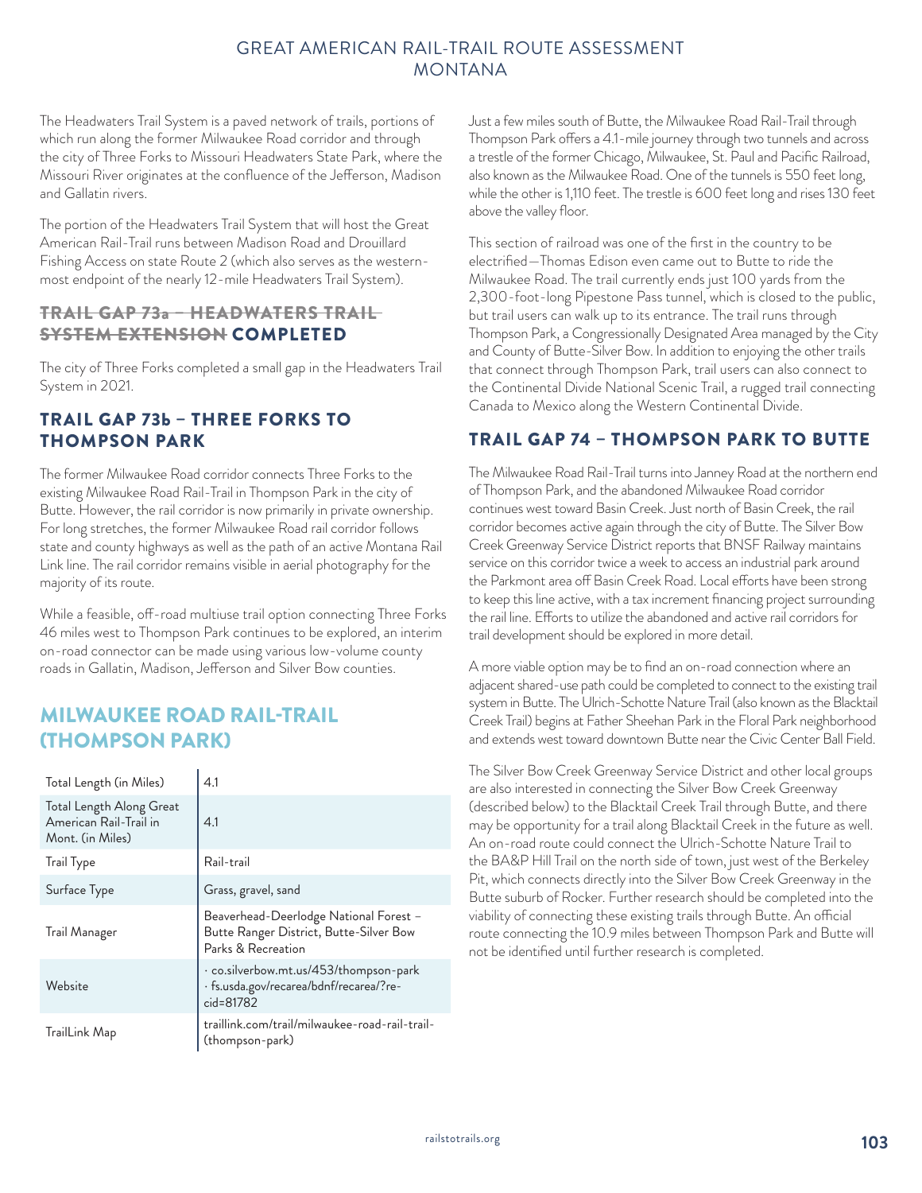The Headwaters Trail System is a paved network of trails, portions of which run along the former Milwaukee Road corridor and through the city of Three Forks to Missouri Headwaters State Park, where the Missouri River originates at the confluence of the Jefferson, Madison and Gallatin rivers.

The portion of the Headwaters Trail System that will host the Great American Rail-Trail runs between Madison Road and Drouillard Fishing Access on state Route 2 (which also serves as the western-most endpoint of the nearly 12-mile Headwaters Trail System).

### ~~TRAIL GAP 73a – HEADWATERS TRAIL SYSTEM EXTENSION~~ COMPLETED

The city of Three Forks completed a small gap in the Headwaters Trail System in 2021.

### TRAIL GAP 73b – THREE FORKS TO THOMPSON PARK

The former Milwaukee Road corridor connects Three Forks to the existing Milwaukee Road Rail-Trail in Thompson Park in the city of Butte. However, the rail corridor is now primarily in private ownership. For long stretches, the former Milwaukee Road rail corridor follows state and county highways as well as the path of an active Montana Rail Link line. The rail corridor remains visible in aerial photography for the majority of its route.

While a feasible, off-road multiuse trail option connecting Three Forks 46 miles west to Thompson Park continues to be explored, an interim on-road connector can be made using various low-volume county roads in Gallatin, Madison, Jefferson and Silver Bow counties.

## MILWAUKEE ROAD RAIL-TRAIL (THOMPSON PARK)

| | |
|---|---|
| Total Length (in Miles) | 4.1 |
| Total Length Along Great American Rail-Trail in Mont. (in Miles) | 4.1 |
| Trail Type | Rail-trail |
| Surface Type | Grass, gravel, sand |
| Trail Manager | Beaverhead-Deerlodge National Forest – Butte Ranger District, Butte-Silver Bow Parks & Recreation |
| Website | · co.silverbow.mt.us/453/thompson-park · fs.usda.gov/recarea/bdnf/recarea/?recid=81782 |
| TrailLink Map | traillink.com/trail/milwaukee-road-rail-trail-(thompson-park) |

Just a few miles south of Butte, the Milwaukee Road Rail-Trail through Thompson Park offers a 4.1-mile journey through two tunnels and across a trestle of the former Chicago, Milwaukee, St. Paul and Pacific Railroad, also known as the Milwaukee Road. One of the tunnels is 550 feet long, while the other is 1,110 feet. The trestle is 600 feet long and rises 130 feet above the valley floor.

This section of railroad was one of the first in the country to be electrified—Thomas Edison even came out to Butte to ride the Milwaukee Road. The trail currently ends just 100 yards from the 2,300-foot-long Pipestone Pass tunnel, which is closed to the public, but trail users can walk up to its entrance. The trail runs through Thompson Park, a Congressionally Designated Area managed by the City and County of Butte-Silver Bow. In addition to enjoying the other trails that connect through Thompson Park, trail users can also connect to the Continental Divide National Scenic Trail, a rugged trail connecting Canada to Mexico along the Western Continental Divide.

### TRAIL GAP 74 – THOMPSON PARK TO BUTTE

The Milwaukee Road Rail-Trail turns into Janney Road at the northern end of Thompson Park, and the abandoned Milwaukee Road corridor continues west toward Basin Creek. Just north of Basin Creek, the rail corridor becomes active again through the city of Butte. The Silver Bow Creek Greenway Service District reports that BNSF Railway maintains service on this corridor twice a week to access an industrial park around the Parkmont area off Basin Creek Road. Local efforts have been strong to keep this line active, with a tax increment financing project surrounding the rail line. Efforts to utilize the abandoned and active rail corridors for trail development should be explored in more detail.

A more viable option may be to find an on-road connection where an adjacent shared-use path could be completed to connect to the existing trail system in Butte. The Ulrich-Schotte Nature Trail (also known as the Blacktail Creek Trail) begins at Father Sheehan Park in the Floral Park neighborhood and extends west toward downtown Butte near the Civic Center Ball Field.

The Silver Bow Creek Greenway Service District and other local groups are also interested in connecting the Silver Bow Creek Greenway (described below) to the Blacktail Creek Trail through Butte, and there may be opportunity for a trail along Blacktail Creek in the future as well. An on-road route could connect the Ulrich-Schotte Nature Trail to the BA&P Hill Trail on the north side of town, just west of the Berkeley Pit, which connects directly into the Silver Bow Creek Greenway in the Butte suburb of Rocker. Further research should be completed into the viability of connecting these existing trails through Butte. An official route connecting the 10.9 miles between Thompson Park and Butte will not be identified until further research is completed.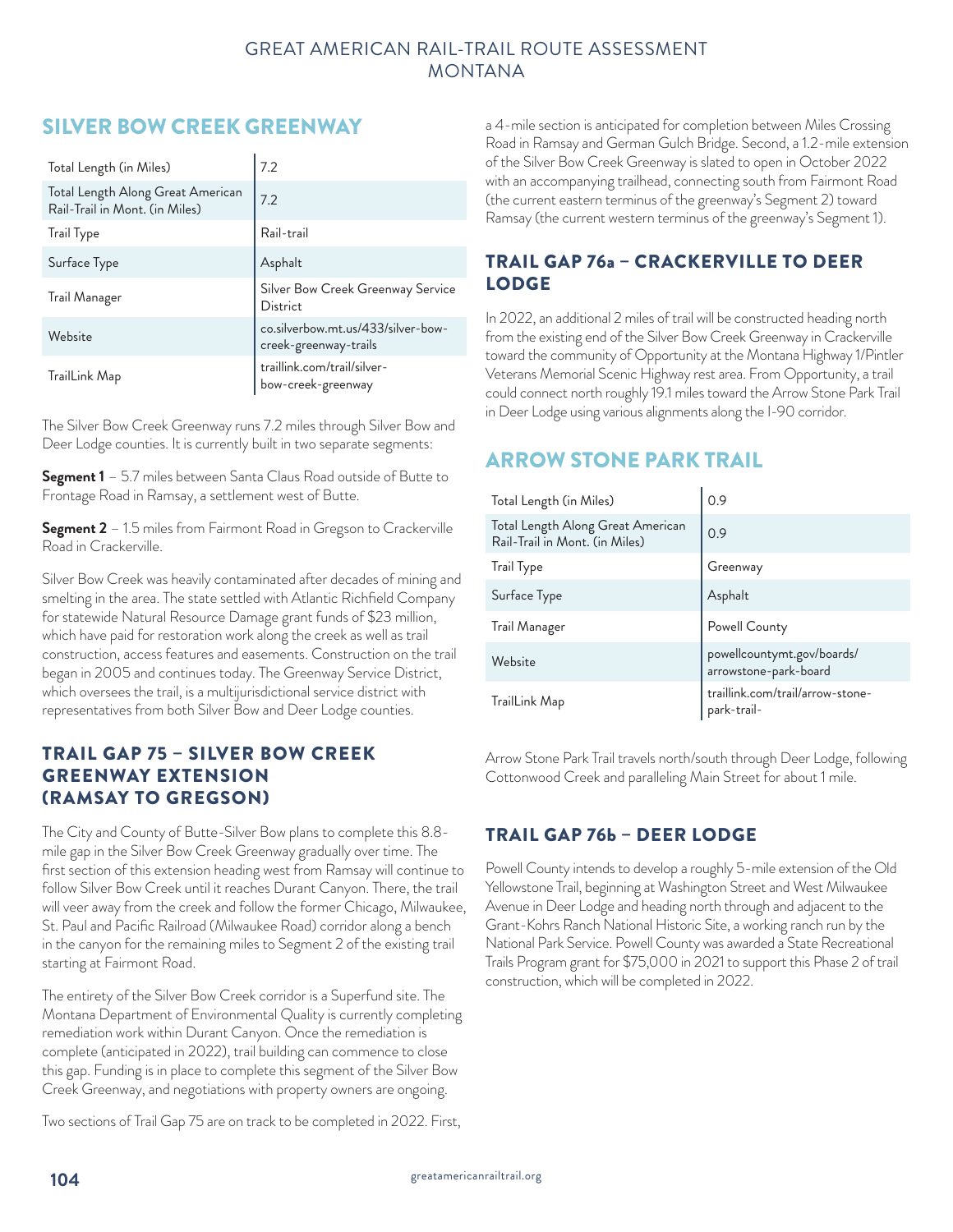## SILVER BOW CREEK GREENWAY

| | |
|---|---|
| Total Length (in Miles) | 7.2 |
| Total Length Along Great American Rail-Trail in Mont. (in Miles) | 7.2 |
| Trail Type | Rail-trail |
| Surface Type | Asphalt |
| Trail Manager | Silver Bow Creek Greenway Service District |
| Website | co.silverbow.mt.us/433/silver-bow-creek-greenway-trails |
| TrailLink Map | traillink.com/trail/silver-bow-creek-greenway |

The Silver Bow Creek Greenway runs 7.2 miles through Silver Bow and Deer Lodge counties. It is currently built in two separate segments:

**Segment 1** – 5.7 miles between Santa Claus Road outside of Butte to Frontage Road in Ramsay, a settlement west of Butte.

**Segment 2** – 1.5 miles from Fairmont Road in Gregson to Crackerville Road in Crackerville.

Silver Bow Creek was heavily contaminated after decades of mining and smelting in the area. The state settled with Atlantic Richfield Company for statewide Natural Resource Damage grant funds of $23 million, which have paid for restoration work along the creek as well as trail construction, access features and easements. Construction on the trail began in 2005 and continues today. The Greenway Service District, which oversees the trail, is a multijurisdictional service district with representatives from both Silver Bow and Deer Lodge counties.

### TRAIL GAP 75 – SILVER BOW CREEK GREENWAY EXTENSION (RAMSAY TO GREGSON)

The City and County of Butte-Silver Bow plans to complete this 8.8-mile gap in the Silver Bow Creek Greenway gradually over time. The first section of this extension heading west from Ramsay will continue to follow Silver Bow Creek until it reaches Durant Canyon. There, the trail will veer away from the creek and follow the former Chicago, Milwaukee, St. Paul and Pacific Railroad (Milwaukee Road) corridor along a bench in the canyon for the remaining miles to Segment 2 of the existing trail starting at Fairmont Road.

The entirety of the Silver Bow Creek corridor is a Superfund site. The Montana Department of Environmental Quality is currently completing remediation work within Durant Canyon. Once the remediation is complete (anticipated in 2022), trail building can commence to close this gap. Funding is in place to complete this segment of the Silver Bow Creek Greenway, and negotiations with property owners are ongoing.

Two sections of Trail Gap 75 are on track to be completed in 2022. First, a 4-mile section is anticipated for completion between Miles Crossing Road in Ramsay and German Gulch Bridge. Second, a 1.2-mile extension of the Silver Bow Creek Greenway is slated to open in October 2022 with an accompanying trailhead, connecting south from Fairmont Road (the current eastern terminus of the greenway's Segment 2) toward Ramsay (the current western terminus of the greenway's Segment 1).

### TRAIL GAP 76a – CRACKERVILLE TO DEER LODGE

In 2022, an additional 2 miles of trail will be constructed heading north from the existing end of the Silver Bow Creek Greenway in Crackerville toward the community of Opportunity at the Montana Highway 1/Pintler Veterans Memorial Scenic Highway rest area. From Opportunity, a trail could connect north roughly 19.1 miles toward the Arrow Stone Park Trail in Deer Lodge using various alignments along the I-90 corridor.

## ARROW STONE PARK TRAIL

| | |
|---|---|
| Total Length (in Miles) | 0.9 |
| Total Length Along Great American Rail-Trail in Mont. (in Miles) | 0.9 |
| Trail Type | Greenway |
| Surface Type | Asphalt |
| Trail Manager | Powell County |
| Website | powellcountymt.gov/boards/arrowstone-park-board |
| TrailLink Map | traillink.com/trail/arrow-stone-park-trail- |

Arrow Stone Park Trail travels north/south through Deer Lodge, following Cottonwood Creek and paralleling Main Street for about 1 mile.

### TRAIL GAP 76b – DEER LODGE

Powell County intends to develop a roughly 5-mile extension of the Old Yellowstone Trail, beginning at Washington Street and West Milwaukee Avenue in Deer Lodge and heading north through and adjacent to the Grant-Kohrs Ranch National Historic Site, a working ranch run by the National Park Service. Powell County was awarded a State Recreational Trails Program grant for $75,000 in 2021 to support this Phase 2 of trail construction, which will be completed in 2022.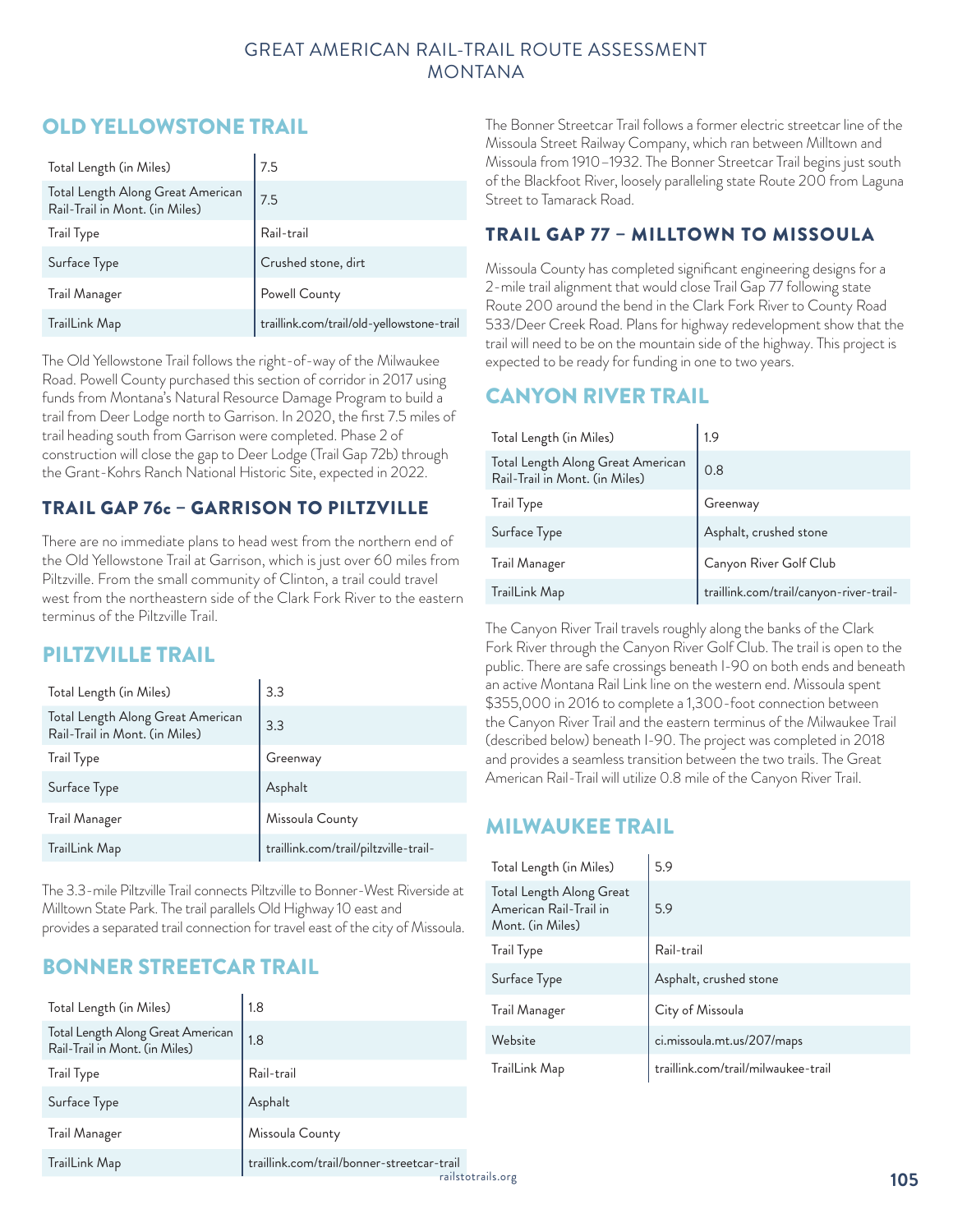## OLD YELLOWSTONE TRAIL

| | |
|---|---|
| Total Length (in Miles) | 7.5 |
| Total Length Along Great American Rail-Trail in Mont. (in Miles) | 7.5 |
| Trail Type | Rail-trail |
| Surface Type | Crushed stone, dirt |
| Trail Manager | Powell County |
| TrailLink Map | traillink.com/trail/old-yellowstone-trail |

The Old Yellowstone Trail follows the right-of-way of the Milwaukee Road. Powell County purchased this section of corridor in 2017 using funds from Montana's Natural Resource Damage Program to build a trail from Deer Lodge north to Garrison. In 2020, the first 7.5 miles of trail heading south from Garrison were completed. Phase 2 of construction will close the gap to Deer Lodge (Trail Gap 72b) through the Grant-Kohrs Ranch National Historic Site, expected in 2022.

### TRAIL GAP 76c – GARRISON TO PILTZVILLE

There are no immediate plans to head west from the northern end of the Old Yellowstone Trail at Garrison, which is just over 60 miles from Piltzville. From the small community of Clinton, a trail could travel west from the northeastern side of the Clark Fork River to the eastern terminus of the Piltzville Trail.

## PILTZVILLE TRAIL

| | |
|---|---|
| Total Length (in Miles) | 3.3 |
| Total Length Along Great American Rail-Trail in Mont. (in Miles) | 3.3 |
| Trail Type | Greenway |
| Surface Type | Asphalt |
| Trail Manager | Missoula County |
| TrailLink Map | traillink.com/trail/piltzville-trail- |

The 3.3-mile Piltzville Trail connects Piltzville to Bonner-West Riverside at Milltown State Park. The trail parallels Old Highway 10 east and provides a separated trail connection for travel east of the city of Missoula.

## BONNER STREETCAR TRAIL

| | |
|---|---|
| Total Length (in Miles) | 1.8 |
| Total Length Along Great American Rail-Trail in Mont. (in Miles) | 1.8 |
| Trail Type | Rail-trail |
| Surface Type | Asphalt |
| Trail Manager | Missoula County |
| TrailLink Map | traillink.com/trail/bonner-streetcar-trail |

The Bonner Streetcar Trail follows a former electric streetcar line of the Missoula Street Railway Company, which ran between Milltown and Missoula from 1910–1932. The Bonner Streetcar Trail begins just south of the Blackfoot River, loosely paralleling state Route 200 from Laguna Street to Tamarack Road.

### TRAIL GAP 77 – MILLTOWN TO MISSOULA

Missoula County has completed significant engineering designs for a 2-mile trail alignment that would close Trail Gap 77 following state Route 200 around the bend in the Clark Fork River to County Road 533/Deer Creek Road. Plans for highway redevelopment show that the trail will need to be on the mountain side of the highway. This project is expected to be ready for funding in one to two years.

## CANYON RIVER TRAIL

| | |
|---|---|
| Total Length (in Miles) | 1.9 |
| Total Length Along Great American Rail-Trail in Mont. (in Miles) | 0.8 |
| Trail Type | Greenway |
| Surface Type | Asphalt, crushed stone |
| Trail Manager | Canyon River Golf Club |
| TrailLink Map | traillink.com/trail/canyon-river-trail- |

The Canyon River Trail travels roughly along the banks of the Clark Fork River through the Canyon River Golf Club. The trail is open to the public. There are safe crossings beneath I-90 on both ends and beneath an active Montana Rail Link line on the western end. Missoula spent $355,000 in 2016 to complete a 1,300-foot connection between the Canyon River Trail and the eastern terminus of the Milwaukee Trail (described below) beneath I-90. The project was completed in 2018 and provides a seamless transition between the two trails. The Great American Rail-Trail will utilize 0.8 mile of the Canyon River Trail.

## MILWAUKEE TRAIL

| | |
|---|---|
| Total Length (in Miles) | 5.9 |
| Total Length Along Great American Rail-Trail in Mont. (in Miles) | 5.9 |
| Trail Type | Rail-trail |
| Surface Type | Asphalt, crushed stone |
| Trail Manager | City of Missoula |
| Website | ci.missoula.mt.us/207/maps |
| TrailLink Map | traillink.com/trail/milwaukee-trail |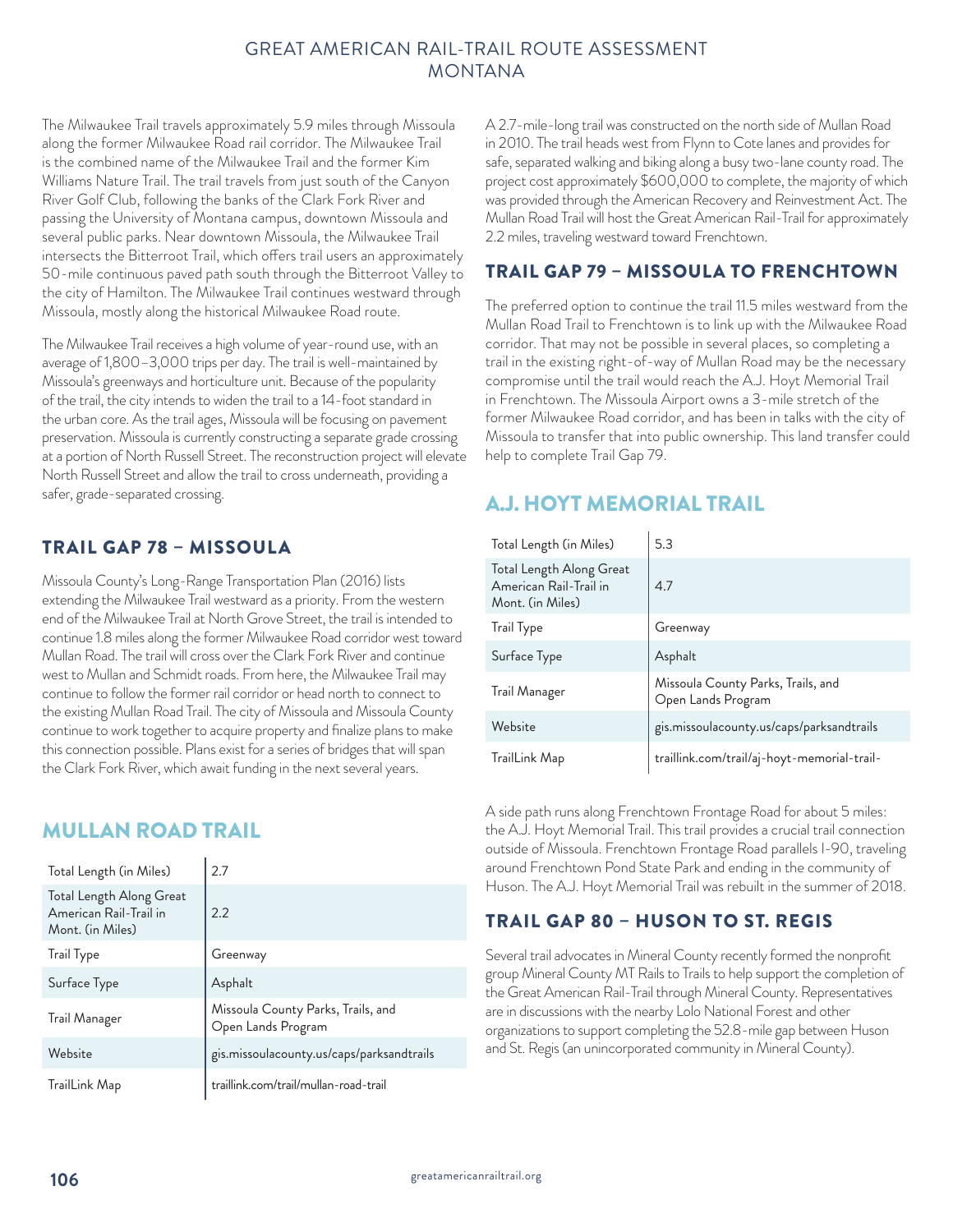The Milwaukee Trail travels approximately 5.9 miles through Missoula along the former Milwaukee Road rail corridor. The Milwaukee Trail is the combined name of the Milwaukee Trail and the former Kim Williams Nature Trail. The trail travels from just south of the Canyon River Golf Club, following the banks of the Clark Fork River and passing the University of Montana campus, downtown Missoula and several public parks. Near downtown Missoula, the Milwaukee Trail intersects the Bitterroot Trail, which offers trail users an approximately 50-mile continuous paved path south through the Bitterroot Valley to the city of Hamilton. The Milwaukee Trail continues westward through Missoula, mostly along the historical Milwaukee Road route.

The Milwaukee Trail receives a high volume of year-round use, with an average of 1,800–3,000 trips per day. The trail is well-maintained by Missoula's greenways and horticulture unit. Because of the popularity of the trail, the city intends to widen the trail to a 14-foot standard in the urban core. As the trail ages, Missoula will be focusing on pavement preservation. Missoula is currently constructing a separate grade crossing at a portion of North Russell Street. The reconstruction project will elevate North Russell Street and allow the trail to cross underneath, providing a safer, grade-separated crossing.

## TRAIL GAP 78 – MISSOULA

Missoula County's Long-Range Transportation Plan (2016) lists extending the Milwaukee Trail westward as a priority. From the western end of the Milwaukee Trail at North Grove Street, the trail is intended to continue 1.8 miles along the former Milwaukee Road corridor west toward Mullan Road. The trail will cross over the Clark Fork River and continue west to Mullan and Schmidt roads. From here, the Milwaukee Trail may continue to follow the former rail corridor or head north to connect to the existing Mullan Road Trail. The city of Missoula and Missoula County continue to work together to acquire property and finalize plans to make this connection possible. Plans exist for a series of bridges that will span the Clark Fork River, which await funding in the next several years.

## MULLAN ROAD TRAIL

| | |
|---|---|
| Total Length (in Miles) | 2.7 |
| Total Length Along Great American Rail-Trail in Mont. (in Miles) | 2.2 |
| Trail Type | Greenway |
| Surface Type | Asphalt |
| Trail Manager | Missoula County Parks, Trails, and Open Lands Program |
| Website | gis.missoulacounty.us/caps/parksandtrails |
| TrailLink Map | traillink.com/trail/mullan-road-trail |

A 2.7-mile-long trail was constructed on the north side of Mullan Road in 2010. The trail heads west from Flynn to Cote lanes and provides for safe, separated walking and biking along a busy two-lane county road. The project cost approximately $600,000 to complete, the majority of which was provided through the American Recovery and Reinvestment Act. The Mullan Road Trail will host the Great American Rail-Trail for approximately 2.2 miles, traveling westward toward Frenchtown.

## TRAIL GAP 79 – MISSOULA TO FRENCHTOWN

The preferred option to continue the trail 11.5 miles westward from the Mullan Road Trail to Frenchtown is to link up with the Milwaukee Road corridor. That may not be possible in several places, so completing a trail in the existing right-of-way of Mullan Road may be the necessary compromise until the trail would reach the A.J. Hoyt Memorial Trail in Frenchtown. The Missoula Airport owns a 3-mile stretch of the former Milwaukee Road corridor, and has been in talks with the city of Missoula to transfer that into public ownership. This land transfer could help to complete Trail Gap 79.

## A.J. HOYT MEMORIAL TRAIL

| | |
|---|---|
| Total Length (in Miles) | 5.3 |
| Total Length Along Great American Rail-Trail in Mont. (in Miles) | 4.7 |
| Trail Type | Greenway |
| Surface Type | Asphalt |
| Trail Manager | Missoula County Parks, Trails, and Open Lands Program |
| Website | gis.missoulacounty.us/caps/parksandtrails |
| TrailLink Map | traillink.com/trail/aj-hoyt-memorial-trail- |

A side path runs along Frenchtown Frontage Road for about 5 miles: the A.J. Hoyt Memorial Trail. This trail provides a crucial trail connection outside of Missoula. Frenchtown Frontage Road parallels I-90, traveling around Frenchtown Pond State Park and ending in the community of Huson. The A.J. Hoyt Memorial Trail was rebuilt in the summer of 2018.

## TRAIL GAP 80 – HUSON TO ST. REGIS

Several trail advocates in Mineral County recently formed the nonprofit group Mineral County MT Rails to Trails to help support the completion of the Great American Rail-Trail through Mineral County. Representatives are in discussions with the nearby Lolo National Forest and other organizations to support completing the 52.8-mile gap between Huson and St. Regis (an unincorporated community in Mineral County).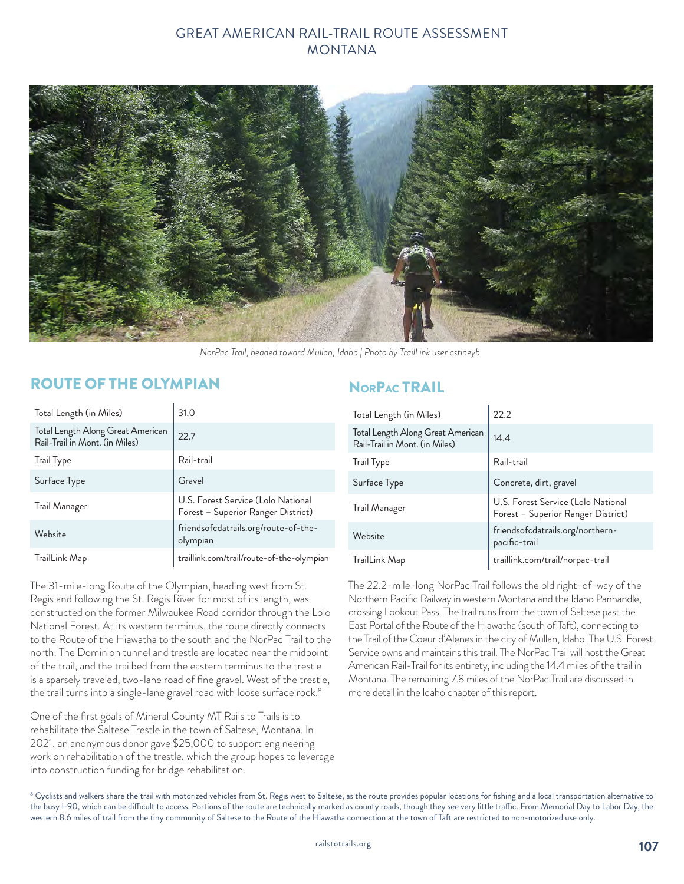*NorPac Trail, headed toward Mullan, Idaho | Photo by TrailLink user cstineyb*

## ROUTE OF THE OLYMPIAN

| | |
|---|---|
| Total Length (in Miles) | 31.0 |
| Total Length Along Great American Rail-Trail in Mont. (in Miles) | 22.7 |
| Trail Type | Rail-trail |
| Surface Type | Gravel |
| Trail Manager | U.S. Forest Service (Lolo National Forest – Superior Ranger District) |
| Website | friendsofcdatrails.org/route-of-the-olympian |
| TrailLink Map | traillink.com/trail/route-of-the-olympian |

The 31-mile-long Route of the Olympian, heading west from St. Regis and following the St. Regis River for most of its length, was constructed on the former Milwaukee Road corridor through the Lolo National Forest. At its western terminus, the route directly connects to the Route of the Hiawatha to the south and the NorPac Trail to the north. The Dominion tunnel and trestle are located near the midpoint of the trail, and the trailbed from the eastern terminus to the trestle is a sparsely traveled, two-lane road of fine gravel. West of the trestle, the trail turns into a single-lane gravel road with loose surface rock.[8]

One of the first goals of Mineral County MT Rails to Trails is to rehabilitate the Saltese Trestle in the town of Saltese, Montana. In 2021, an anonymous donor gave $25,000 to support engineering work on rehabilitation of the trestle, which the group hopes to leverage into construction funding for bridge rehabilitation.

## NorPac TRAIL

| | |
|---|---|
| Total Length (in Miles) | 22.2 |
| Total Length Along Great American Rail-Trail in Mont. (in Miles) | 14.4 |
| Trail Type | Rail-trail |
| Surface Type | Concrete, dirt, gravel |
| Trail Manager | U.S. Forest Service (Lolo National Forest – Superior Ranger District) |
| Website | friendsofcdatrails.org/northern-pacific-trail |
| TrailLink Map | traillink.com/trail/norpac-trail |

The 22.2-mile-long NorPac Trail follows the old right-of-way of the Northern Pacific Railway in western Montana and the Idaho Panhandle, crossing Lookout Pass. The trail runs from the town of Saltese past the East Portal of the Route of the Hiawatha (south of Taft), connecting to the Trail of the Coeur d'Alenes in the city of Mullan, Idaho. The U.S. Forest Service owns and maintains this trail. The NorPac Trail will host the Great American Rail-Trail for its entirety, including the 14.4 miles of the trail in Montana. The remaining 7.8 miles of the NorPac Trail are discussed in more detail in the Idaho chapter of this report.

[8] Cyclists and walkers share the trail with motorized vehicles from St. Regis west to Saltese, as the route provides popular locations for fishing and a local transportation alternative to the busy I-90, which can be difficult to access. Portions of the route are technically marked as county roads, though they see very little traffic. From Memorial Day to Labor Day, the western 8.6 miles of trail from the tiny community of Saltese to the Route of the Hiawatha connection at the town of Taft are restricted to non-motorized use only.